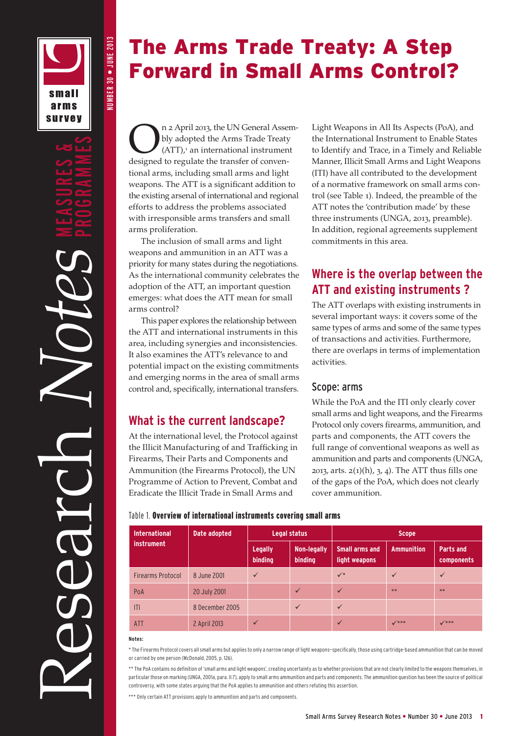# The Arms Trade Treaty: A Step Forward in Small Arms Control?

On 2 April 2013, the UN General Assembly adopted the Arms Trade Treaty (ATT),[1] an international instrument designed to regulate the transfer of conventional arms, including small arms and light weapons. The ATT is a significant addition to the existing arsenal of international and regional efforts to address the problems associated with irresponsible arms transfers and small arms proliferation.

The inclusion of small arms and light weapons and ammunition in an ATT was a priority for many states during the negotiations. As the international community celebrates the adoption of the ATT, an important question emerges: what does the ATT mean for small arms control?

This paper explores the relationship between the ATT and international instruments in this area, including synergies and inconsistencies. It also examines the ATT's relevance to and potential impact on the existing commitments and emerging norms in the area of small arms control and, specifically, international transfers.

## What is the current landscape?

At the international level, the Protocol against the Illicit Manufacturing of and Trafficking in Firearms, Their Parts and Components and Ammunition (the Firearms Protocol), the UN Programme of Action to Prevent, Combat and Eradicate the Illicit Trade in Small Arms and Light Weapons in All Its Aspects (PoA), and the International Instrument to Enable States to Identify and Trace, in a Timely and Reliable Manner, Illicit Small Arms and Light Weapons (ITI) have all contributed to the development of a normative framework on small arms control (see Table 1). Indeed, the preamble of the ATT notes the 'contribution made' by these three instruments (UNGA, 2013, preamble). In addition, regional agreements supplement commitments in this area.

## Where is the overlap between the ATT and existing instruments ?

The ATT overlaps with existing instruments in several important ways: it covers some of the same types of arms and some of the same types of transactions and activities. Furthermore, there are overlaps in terms of implementation activities.

### Scope: arms

While the PoA and the ITI only clearly cover small arms and light weapons, and the Firearms Protocol only covers firearms, ammunition, and parts and components, the ATT covers the full range of conventional weapons as well as ammunition and parts and components (UNGA, 2013, arts. 2(1)(h), 3, 4). The ATT thus fills one of the gaps of the PoA, which does not clearly cover ammunition.

Table 1. **Overview of international instruments covering small arms**

| International instrument | Date adopted | Legal status | | Scope | | |
|---|---|---|---|---|---|---|
| | | Legally binding | Non-legally binding | Small arms and light weapons | Ammunition | Parts and components |
| Firearms Protocol | 8 June 2001 | ✓ | | ✓* | ✓ | ✓ |
| PoA | 20 July 2001 | | ✓ | ✓ | ** | ** |
| ITI | 8 December 2005 | | ✓ | ✓ | | |
| ATT | 2 April 2013 | ✓ | | ✓ | ✓*** | ✓*** |

**Notes:**

\* The Firearms Protocol covers all small arms but applies to only a narrow range of light weapons—specifically, those using cartridge-based ammunition that can be moved or carried by one person (McDonald, 2005, p. 126).

\*\* The PoA contains no definition of 'small arms and light weapons', creating uncertainty as to whether provisions that are not clearly limited to the weapons themselves, in particular those on marking (UNGA, 2001a, para. II.7), apply to small arms ammunition and parts and components. The ammunition question has been the source of political controversy, with some states arguing that the PoA applies to ammunition and others refuting this assertion.

\*\*\* Only certain ATT provisions apply to ammunition and parts and components.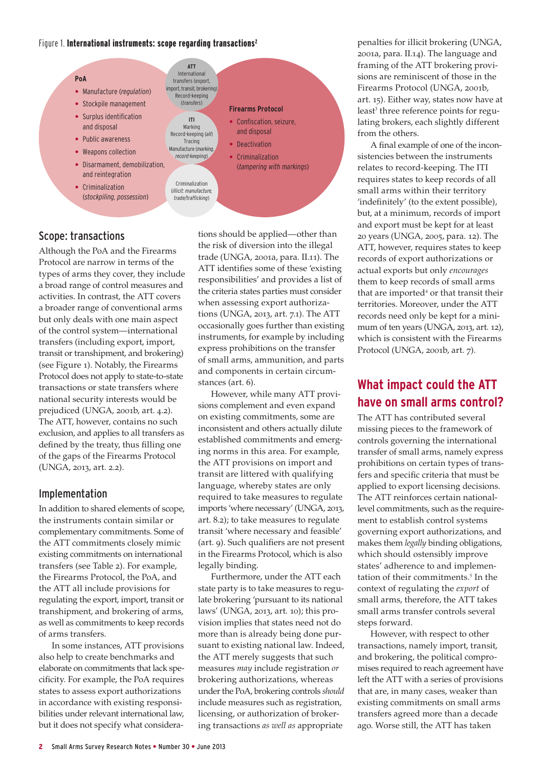Figure 1. **International instruments: scope regarding transactions**[2]

**PoA**

- Manufacture (*regulation*)
- Stockpile management
- Surplus identification and disposal
- Public awareness
- Weapons collection
- Disarmament, demobilization, and reintegration
- Criminalization (*stockpiling, possession*)

**ATT**

International transfers (export, import, transit, brokering)
Record-keeping (*transfers*)

**ITI**

Marking
Record-keeping (*all*)
Tracing
Manufacture (*marking, record-keeping*)

Criminalization (*illicit: manufacture, trade/trafficking*)

**Firearms Protocol**

- Confiscation, seizure, and disposal
- Deactivation
- Criminalization (*tampering with markings*)

## Scope: transactions

Although the PoA and the Firearms Protocol are narrow in terms of the types of arms they cover, they include a broad range of control measures and activities. In contrast, the ATT covers a broader range of conventional arms but only deals with one main aspect of the control system—international transfers (including export, import, transit or transhipment, and brokering) (see Figure 1). Notably, the Firearms Protocol does not apply to state-to-state transactions or state transfers where national security interests would be prejudiced (UNGA, 2001b, art. 4.2). The ATT, however, contains no such exclusion, and applies to all transfers as defined by the treaty, thus filling one of the gaps of the Firearms Protocol (UNGA, 2013, art. 2.2).

## Implementation

In addition to shared elements of scope, the instruments contain similar or complementary commitments. Some of the ATT commitments closely mimic existing commitments on international transfers (see Table 2). For example, the Firearms Protocol, the PoA, and the ATT all include provisions for regulating the export, import, transit or transhipment, and brokering of arms, as well as commitments to keep records of arms transfers.

In some instances, ATT provisions also help to create benchmarks and elaborate on commitments that lack specificity. For example, the PoA requires states to assess export authorizations in accordance with existing responsibilities under relevant international law, but it does not specify what considerations should be applied—other than the risk of diversion into the illegal trade (UNGA, 2001a, para. II.11). The ATT identifies some of these 'existing responsibilities' and provides a list of the criteria states parties must consider when assessing export authorizations (UNGA, 2013, art. 7.1). The ATT occasionally goes further than existing instruments, for example by including express prohibitions on the transfer of small arms, ammunition, and parts and components in certain circumstances (art. 6).

However, while many ATT provisions complement and even expand on existing commitments, some are inconsistent and others actually dilute established commitments and emerging norms in this area. For example, the ATT provisions on import and transit are littered with qualifying language, whereby states are only required to take measures to regulate imports 'where necessary' (UNGA, 2013, art. 8.2); to take measures to regulate transit 'where necessary and feasible' (art. 9). Such qualifiers are not present in the Firearms Protocol, which is also legally binding.

Furthermore, under the ATT each state party is to take measures to regulate brokering 'pursuant to its national laws' (UNGA, 2013, art. 10); this provision implies that states need not do more than is already being done pursuant to existing national law. Indeed, the ATT merely suggests that such measures *may* include registration *or* brokering authorizations, whereas under the PoA, brokering controls *should* include measures such as registration, licensing, or authorization of brokering transactions *as well as* appropriate penalties for illicit brokering (UNGA, 2001a, para. II.14). The language and framing of the ATT brokering provisions are reminiscent of those in the Firearms Protocol (UNGA, 2001b, art. 15). Either way, states now have at least[3] three reference points for regulating brokers, each slightly different from the others.

A final example of one of the inconsistencies between the instruments relates to record-keeping. The ITI requires states to keep records of all small arms within their territory 'indefinitely' (to the extent possible), but, at a minimum, records of import and export must be kept for at least 20 years (UNGA, 2005, para. 12). The ATT, however, requires states to keep records of export authorizations or actual exports but only *encourages* them to keep records of small arms that are imported[4] or that transit their territories. Moreover, under the ATT records need only be kept for a minimum of ten years (UNGA, 2013, art. 12), which is consistent with the Firearms Protocol (UNGA, 2001b, art. 7).

## What impact could the ATT have on small arms control?

The ATT has contributed several missing pieces to the framework of controls governing the international transfer of small arms, namely express prohibitions on certain types of transfers and specific criteria that must be applied to export licensing decisions. The ATT reinforces certain national-level commitments, such as the requirement to establish control systems governing export authorizations, and makes them *legally* binding obligations, which should ostensibly improve states' adherence to and implementation of their commitments.[5] In the context of regulating the *export* of small arms, therefore, the ATT takes small arms transfer controls several steps forward.

However, with respect to other transactions, namely import, transit, and brokering, the political compromises required to reach agreement have left the ATT with a series of provisions that are, in many cases, weaker than existing commitments on small arms transfers agreed more than a decade ago. Worse still, the ATT has taken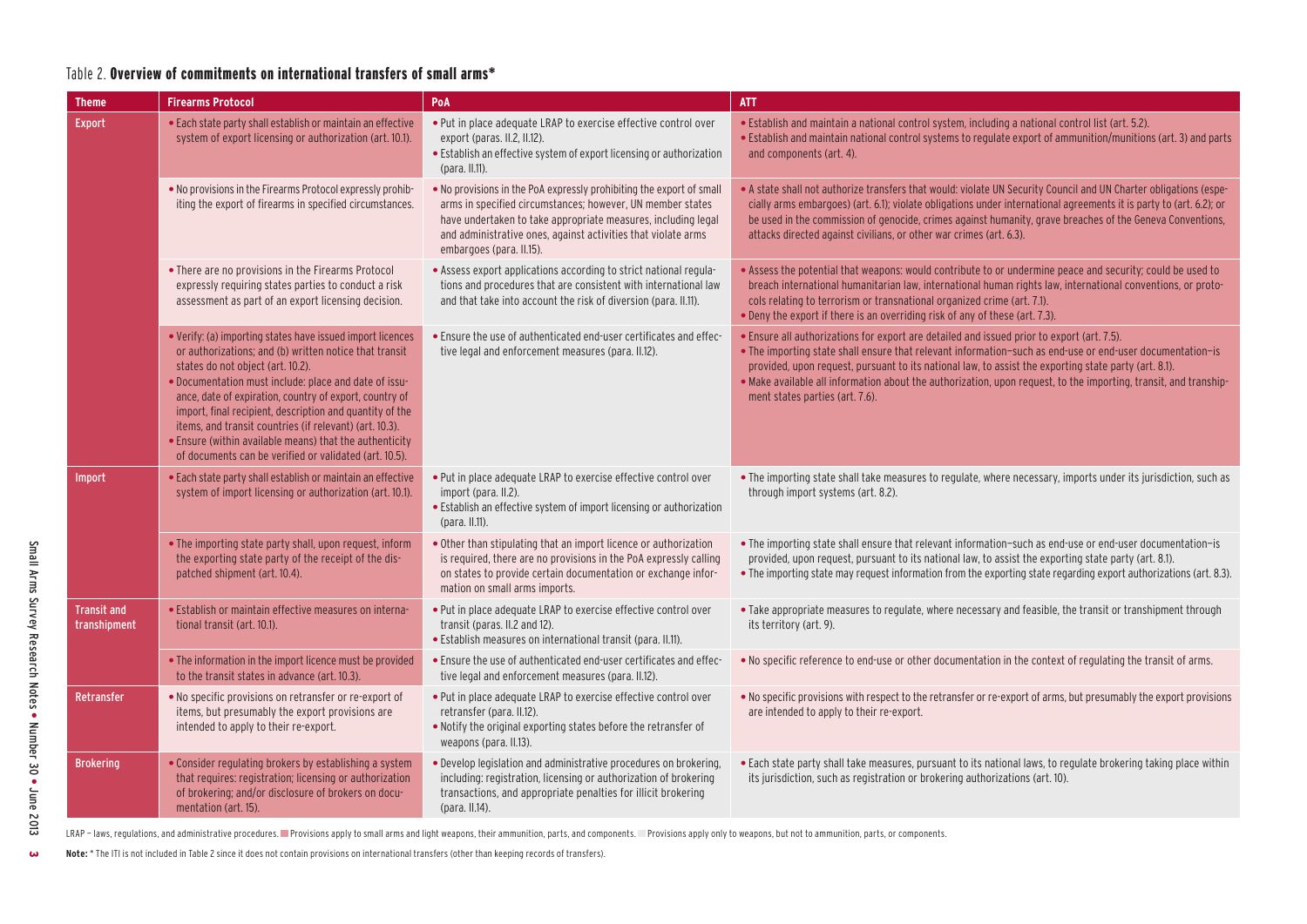Table 2. **Overview of commitments on international transfers of small arms***

| Theme | Firearms Protocol | PoA | ATT |
|---|---|---|---|
| Export | • Each state party shall establish or maintain an effective system of export licensing or authorization (art. 10.1). | • Put in place adequate LRAP to exercise effective control over export (paras. II.2, II.12).<br>• Establish an effective system of export licensing or authorization (para. II.11). | • Establish and maintain a national control system, including a national control list (art. 5.2).<br>• Establish and maintain national control systems to regulate export of ammunition/munitions (art. 3) and parts and components (art. 4). |
| | • No provisions in the Firearms Protocol expressly prohibiting the export of firearms in specified circumstances. | • No provisions in the PoA expressly prohibiting the export of small arms in specified circumstances; however, UN member states have undertaken to take appropriate measures, including legal and administrative ones, against activities that violate arms embargoes (para. II.15). | • A state shall not authorize transfers that would: violate UN Security Council and UN Charter obligations (especially arms embargoes) (art. 6.1); violate obligations under international agreements it is party to (art. 6.2); or be used in the commission of genocide, crimes against humanity, grave breaches of the Geneva Conventions, attacks directed against civilians, or other war crimes (art. 6.3). |
| | • There are no provisions in the Firearms Protocol expressly requiring states parties to conduct a risk assessment as part of an export licensing decision. | • Assess export applications according to strict national regulations and procedures that are consistent with international law and that take into account the risk of diversion (para. II.11). | • Assess the potential that weapons: would contribute to or undermine peace and security; could be used to breach international humanitarian law, international human rights law, international conventions, or protocols relating to terrorism or transnational organized crime (art. 7.1).<br>• Deny the export if there is an overriding risk of any of these (art. 7.3). |
| | • Verify: (a) importing states have issued import licences or authorizations; and (b) written notice that transit states do not object (art. 10.2).<br>• Documentation must include: place and date of issuance, date of expiration, country of export, country of import, final recipient, description and quantity of the items, and transit countries (if relevant) (art. 10.3).<br>• Ensure (within available means) that the authenticity of documents can be verified or validated (art. 10.5). | • Ensure the use of authenticated end-user certificates and effective legal and enforcement measures (para. II.12). | • Ensure all authorizations for export are detailed and issued prior to export (art. 7.5).<br>• The importing state shall ensure that relevant information—such as end-use or end-user documentation—is provided, upon request, pursuant to its national law, to assist the exporting state party (art. 8.1).<br>• Make available all information about the authorization, upon request, to the importing, transit, and transshipment states parties (art. 7.6). |
| Import | • Each state party shall establish or maintain an effective system of import licensing or authorization (art. 10.1). | • Put in place adequate LRAP to exercise effective control over import (para. II.2).<br>• Establish an effective system of import licensing or authorization (para. II.11). | • The importing state shall take measures to regulate, where necessary, imports under its jurisdiction, such as through import systems (art. 8.2). |
| | • The importing state party shall, upon request, inform the exporting state party of the receipt of the dispatched shipment (art. 10.4). | • Other than stipulating that an import licence or authorization is required, there are no provisions in the PoA expressly calling on states to provide certain documentation or exchange information on small arms imports. | • The importing state shall ensure that relevant information—such as end-use or end-user documentation—is provided, upon request, pursuant to its national law, to assist the exporting state party (art. 8.1).<br>• The importing state may request information from the exporting state regarding export authorizations (art. 8.3). |
| Transit and transhipment | • Establish or maintain effective measures on international transit (art. 10.1). | • Put in place adequate LRAP to exercise effective control over transit (paras. II.2 and 12).<br>• Establish measures on international transit (para. II.11). | • Take appropriate measures to regulate, where necessary and feasible, the transit or transhipment through its territory (art. 9). |
| | • The information in the import licence must be provided to the transit states in advance (art. 10.3). | • Ensure the use of authenticated end-user certificates and effective legal and enforcement measures (para. II.12). | • No specific reference to end-use or other documentation in the context of regulating the transit of arms. |
| Retransfer | • No specific provisions on retransfer or re-export of items, but presumably the export provisions are intended to apply to their re-export. | • Put in place adequate LRAP to exercise effective control over retransfer (para. II.12).<br>• Notify the original exporting states before the retransfer of weapons (para. II.13). | • No specific provisions with respect to the retransfer or re-export of arms, but presumably the export provisions are intended to apply to their re-export. |
| Brokering | • Consider regulating brokers by establishing a system that requires: registration; licensing or authorization of brokering; and/or disclosure of brokers on documentation (art. 15). | • Develop legislation and administrative procedures on brokering, including: registration, licensing or authorization of brokering transactions, and appropriate penalties for illicit brokering (para. II.14). | • Each state party shall take measures, pursuant to its national laws, to regulate brokering taking place within its jurisdiction, such as registration or brokering authorizations (art. 10). |

LRAP – laws, regulations, and administrative procedures. ■ Provisions apply to small arms and light weapons, their ammunition, parts, and components. ■ Provisions apply only to weapons, but not to ammunition, parts, or components.

**Note:** * The ITI is not included in Table 2 since it does not contain provisions on international transfers (other than keeping records of transfers).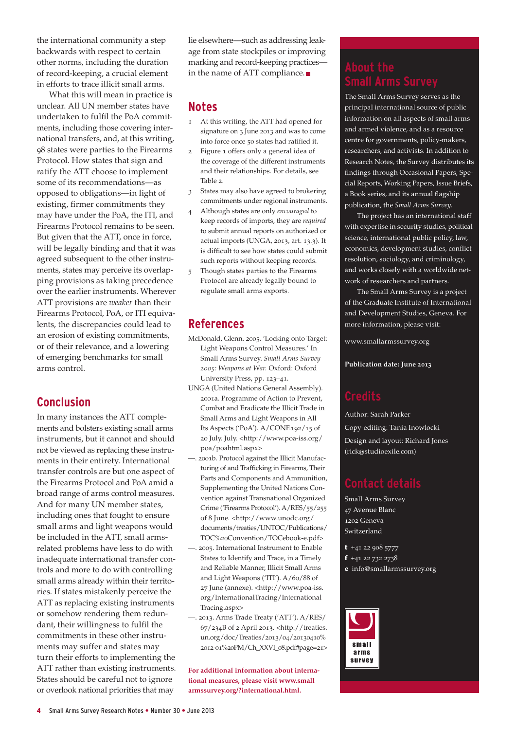the international community a step backwards with respect to certain other norms, including the duration of record-keeping, a crucial element in efforts to trace illicit small arms.

What this will mean in practice is unclear. All UN member states have undertaken to fulfil the PoA commitments, including those covering international transfers, and, at this writing, 98 states were parties to the Firearms Protocol. How states that sign and ratify the ATT choose to implement some of its recommendations—as opposed to obligations—in light of existing, firmer commitments they may have under the PoA, the ITI, and Firearms Protocol remains to be seen. But given that the ATT, once in force, will be legally binding and that it was agreed subsequent to the other instruments, states may perceive its overlapping provisions as taking precedence over the earlier instruments. Wherever ATT provisions are *weaker* than their Firearms Protocol, PoA, or ITI equivalents, the discrepancies could lead to an erosion of existing commitments, or of their relevance, and a lowering of emerging benchmarks for small arms control.

## Conclusion

In many instances the ATT complements and bolsters existing small arms instruments, but it cannot and should not be viewed as replacing these instruments in their entirety. International transfer controls are but one aspect of the Firearms Protocol and PoA amid a broad range of arms control measures. And for many UN member states, including ones that fought to ensure small arms and light weapons would be included in the ATT, small arms-related problems have less to do with inadequate international transfer controls and more to do with controlling small arms already within their territories. If states mistakenly perceive the ATT as replacing existing instruments or somehow rendering them redundant, their willingness to fulfil the commitments in these other instruments may suffer and states may turn their efforts to implementing the ATT rather than existing instruments. States should be careful not to ignore or overlook national priorities that may lie elsewhere—such as addressing leakage from state stockpiles or improving marking and record-keeping practices—in the name of ATT compliance. ■

## Notes

1. At this writing, the ATT had opened for signature on 3 June 2013 and was to come into force once 50 states had ratified it.
2. Figure 1 offers only a general idea of the coverage of the different instruments and their relationships. For details, see Table 2.
3. States may also have agreed to brokering commitments under regional instruments.
4. Although states are only *encouraged* to keep records of imports, they are *required* to submit annual reports on authorized or actual imports (UNGA, 2013, art. 13.3). It is difficult to see how states could submit such reports without keeping records.
5. Though states parties to the Firearms Protocol are already legally bound to regulate small arms exports.

## References

McDonald, Glenn. 2005. 'Locking onto Target: Light Weapons Control Measures.' In Small Arms Survey. *Small Arms Survey 2005: Weapons at War.* Oxford: Oxford University Press, pp. 123–41.

UNGA (United Nations General Assembly). 2001a. Programme of Action to Prevent, Combat and Eradicate the Illicit Trade in Small Arms and Light Weapons in All Its Aspects ('PoA'). A/CONF.192/15 of 20 July. July. <http://www.poa-iss.org/poa/poahtml.aspx>

—. 2001b. Protocol against the Illicit Manufacturing of and Trafficking in Firearms, Their Parts and Components and Ammunition, Supplementing the United Nations Convention against Transnational Organized Crime ('Firearms Protocol'). A/RES/55/255 of 8 June. <http://www.unodc.org/documents/treaties/UNTOC/Publications/TOC%20Convention/TOCebook-e.pdf>

—. 2005. International Instrument to Enable States to Identify and Trace, in a Timely and Reliable Manner, Illicit Small Arms and Light Weapons ('ITI'). A/60/88 of 27 June (annexe). <http://www.poa-iss.org/InternationalTracing/InternationalTracing.aspx>

—. 2013. Arms Trade Treaty ('ATT'). A/RES/67/234B of 2 April 2013. <http://treaties.un.org/doc/Treaties/2013/04/20130410%2012-01%20PM/Ch_XXVI_08.pdf#page=21>

**For additional information about international measures, please visit www.smallarmssurvey.org/?international.html.**

## About the Small Arms Survey

The Small Arms Survey serves as the principal international source of public information on all aspects of small arms and armed violence, and as a resource centre for governments, policy-makers, researchers, and activists. In addition to Research Notes, the Survey distributes its findings through Occasional Papers, Special Reports, Working Papers, Issue Briefs, a Book series, and its annual flagship publication, the *Small Arms Survey*.

The project has an international staff with expertise in security studies, political science, international public policy, law, economics, development studies, conflict resolution, sociology, and criminology, and works closely with a worldwide network of researchers and partners.

The Small Arms Survey is a project of the Graduate Institute of International and Development Studies, Geneva. For more information, please visit:

www.smallarmssurvey.org

**Publication date: June 2013**

## Credits

Author: Sarah Parker

Copy-editing: Tania Inowlocki

Design and layout: Richard Jones (rick@studioexile.com)

## Contact details

Small Arms Survey
47 Avenue Blanc
1202 Geneva
Switzerland

**t** +41 22 908 5777
**f** +41 22 732 2738
**e** info@smallarmssurvey.org

small arms survey